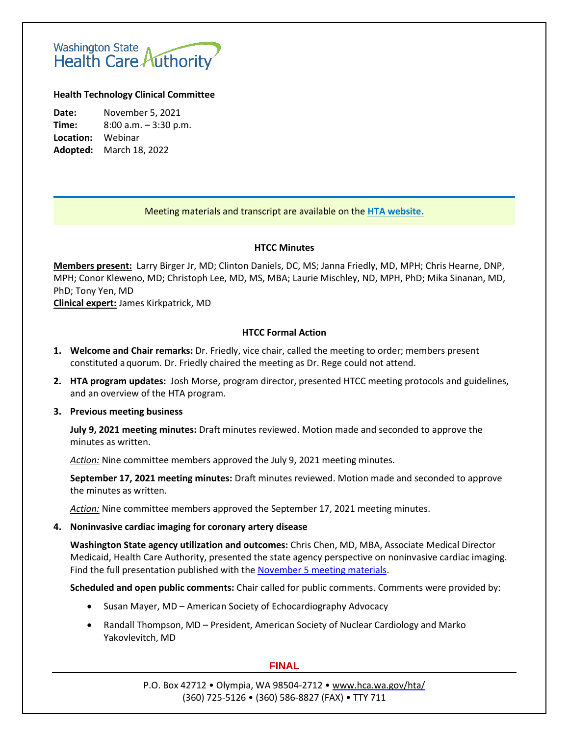Washington State Health Care Authority

**Health Technology Clinical Committee**

**Date:** November 5, 2021
**Time:** 8:00 a.m. – 3:30 p.m.
**Location:** Webinar
**Adopted:** March 18, 2022

Meeting materials and transcript are available on the [HTA website.](#)

## HTCC Minutes

**Members present:** Larry Birger Jr, MD; Clinton Daniels, DC, MS; Janna Friedly, MD, MPH; Chris Hearne, DNP, MPH; Conor Kleweno, MD; Christoph Lee, MD, MS, MBA; Laurie Mischley, ND, MPH, PhD; Mika Sinanan, MD, PhD; Tony Yen, MD
**Clinical expert:** James Kirkpatrick, MD

## HTCC Formal Action

1. **Welcome and Chair remarks:** Dr. Friedly, vice chair, called the meeting to order; members present constituted a quorum. Dr. Friedly chaired the meeting as Dr. Rege could not attend.

2. **HTA program updates:** Josh Morse, program director, presented HTCC meeting protocols and guidelines, and an overview of the HTA program.

3. **Previous meeting business**

   **July 9, 2021 meeting minutes:** Draft minutes reviewed. Motion made and seconded to approve the minutes as written.

   *Action:* Nine committee members approved the July 9, 2021 meeting minutes.

   **September 17, 2021 meeting minutes:** Draft minutes reviewed. Motion made and seconded to approve the minutes as written.

   *Action:* Nine committee members approved the September 17, 2021 meeting minutes.

4. **Noninvasive cardiac imaging for coronary artery disease**

   **Washington State agency utilization and outcomes:** Chris Chen, MD, MBA, Associate Medical Director Medicaid, Health Care Authority, presented the state agency perspective on noninvasive cardiac imaging. Find the full presentation published with the [November 5 meeting materials](#).

   **Scheduled and open public comments:** Chair called for public comments. Comments were provided by:

   - Susan Mayer, MD – American Society of Echocardiography Advocacy
   - Randall Thompson, MD – President, American Society of Nuclear Cardiology and Marko Yakovlevitch, MD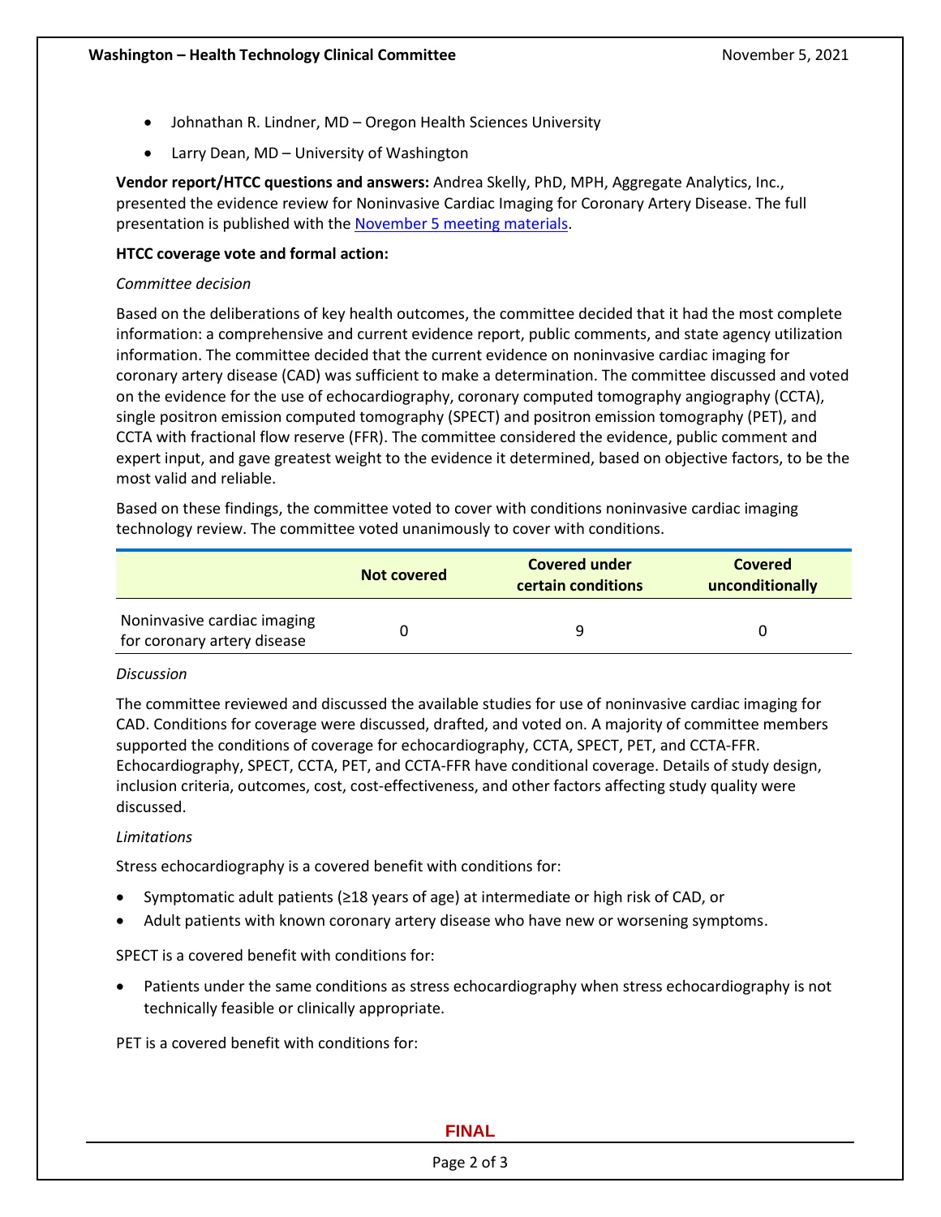- Johnathan R. Lindner, MD – Oregon Health Sciences University
- Larry Dean, MD – University of Washington

**Vendor report/HTCC questions and answers:** Andrea Skelly, PhD, MPH, Aggregate Analytics, Inc., presented the evidence review for Noninvasive Cardiac Imaging for Coronary Artery Disease. The full presentation is published with the November 5 meeting materials.

**HTCC coverage vote and formal action:**

*Committee decision*

Based on the deliberations of key health outcomes, the committee decided that it had the most complete information: a comprehensive and current evidence report, public comments, and state agency utilization information. The committee decided that the current evidence on noninvasive cardiac imaging for coronary artery disease (CAD) was sufficient to make a determination. The committee discussed and voted on the evidence for the use of echocardiography, coronary computed tomography angiography (CCTA), single positron emission computed tomography (SPECT) and positron emission tomography (PET), and CCTA with fractional flow reserve (FFR). The committee considered the evidence, public comment and expert input, and gave greatest weight to the evidence it determined, based on objective factors, to be the most valid and reliable.

Based on these findings, the committee voted to cover with conditions noninvasive cardiac imaging technology review. The committee voted unanimously to cover with conditions.

| | Not covered | Covered under certain conditions | Covered unconditionally |
|---|---|---|---|
| Noninvasive cardiac imaging for coronary artery disease | 0 | 9 | 0 |

*Discussion*

The committee reviewed and discussed the available studies for use of noninvasive cardiac imaging for CAD. Conditions for coverage were discussed, drafted, and voted on. A majority of committee members supported the conditions of coverage for echocardiography, CCTA, SPECT, PET, and CCTA-FFR. Echocardiography, SPECT, CCTA, PET, and CCTA-FFR have conditional coverage. Details of study design, inclusion criteria, outcomes, cost, cost-effectiveness, and other factors affecting study quality were discussed.

*Limitations*

Stress echocardiography is a covered benefit with conditions for:

- Symptomatic adult patients (≥18 years of age) at intermediate or high risk of CAD, or
- Adult patients with known coronary artery disease who have new or worsening symptoms.

SPECT is a covered benefit with conditions for:

- Patients under the same conditions as stress echocardiography when stress echocardiography is not technically feasible or clinically appropriate.

PET is a covered benefit with conditions for: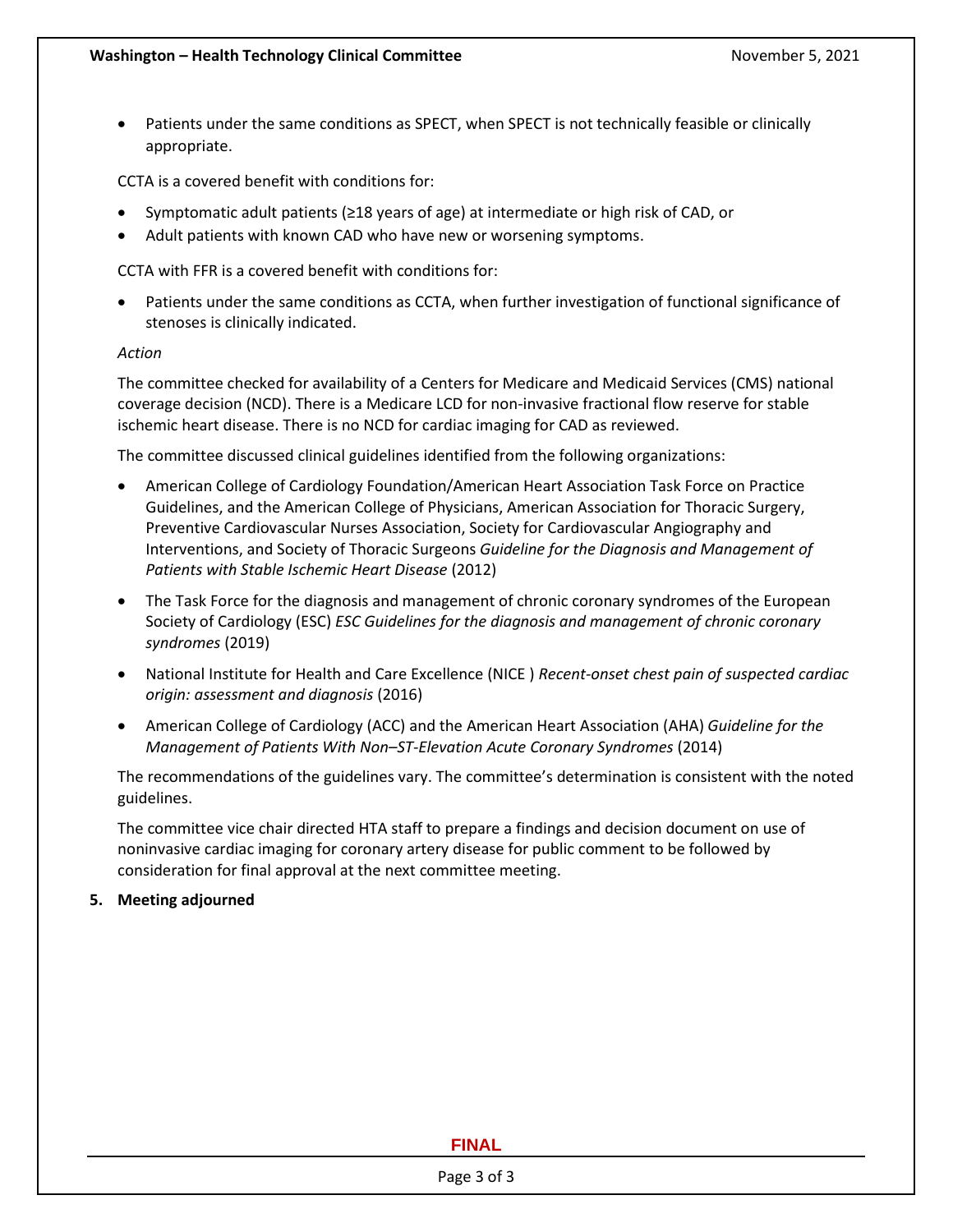- Patients under the same conditions as SPECT, when SPECT is not technically feasible or clinically appropriate.

CCTA is a covered benefit with conditions for:

- Symptomatic adult patients (≥18 years of age) at intermediate or high risk of CAD, or
- Adult patients with known CAD who have new or worsening symptoms.

CCTA with FFR is a covered benefit with conditions for:

- Patients under the same conditions as CCTA, when further investigation of functional significance of stenoses is clinically indicated.

*Action*

The committee checked for availability of a Centers for Medicare and Medicaid Services (CMS) national coverage decision (NCD). There is a Medicare LCD for non-invasive fractional flow reserve for stable ischemic heart disease. There is no NCD for cardiac imaging for CAD as reviewed.

The committee discussed clinical guidelines identified from the following organizations:

- American College of Cardiology Foundation/American Heart Association Task Force on Practice Guidelines, and the American College of Physicians, American Association for Thoracic Surgery, Preventive Cardiovascular Nurses Association, Society for Cardiovascular Angiography and Interventions, and Society of Thoracic Surgeons *Guideline for the Diagnosis and Management of Patients with Stable Ischemic Heart Disease* (2012)
- The Task Force for the diagnosis and management of chronic coronary syndromes of the European Society of Cardiology (ESC) *ESC Guidelines for the diagnosis and management of chronic coronary syndromes* (2019)
- National Institute for Health and Care Excellence (NICE ) *Recent-onset chest pain of suspected cardiac origin: assessment and diagnosis* (2016)
- American College of Cardiology (ACC) and the American Heart Association (AHA) *Guideline for the Management of Patients With Non–ST-Elevation Acute Coronary Syndromes* (2014)

The recommendations of the guidelines vary. The committee's determination is consistent with the noted guidelines.

The committee vice chair directed HTA staff to prepare a findings and decision document on use of noninvasive cardiac imaging for coronary artery disease for public comment to be followed by consideration for final approval at the next committee meeting.

**5. Meeting adjourned**